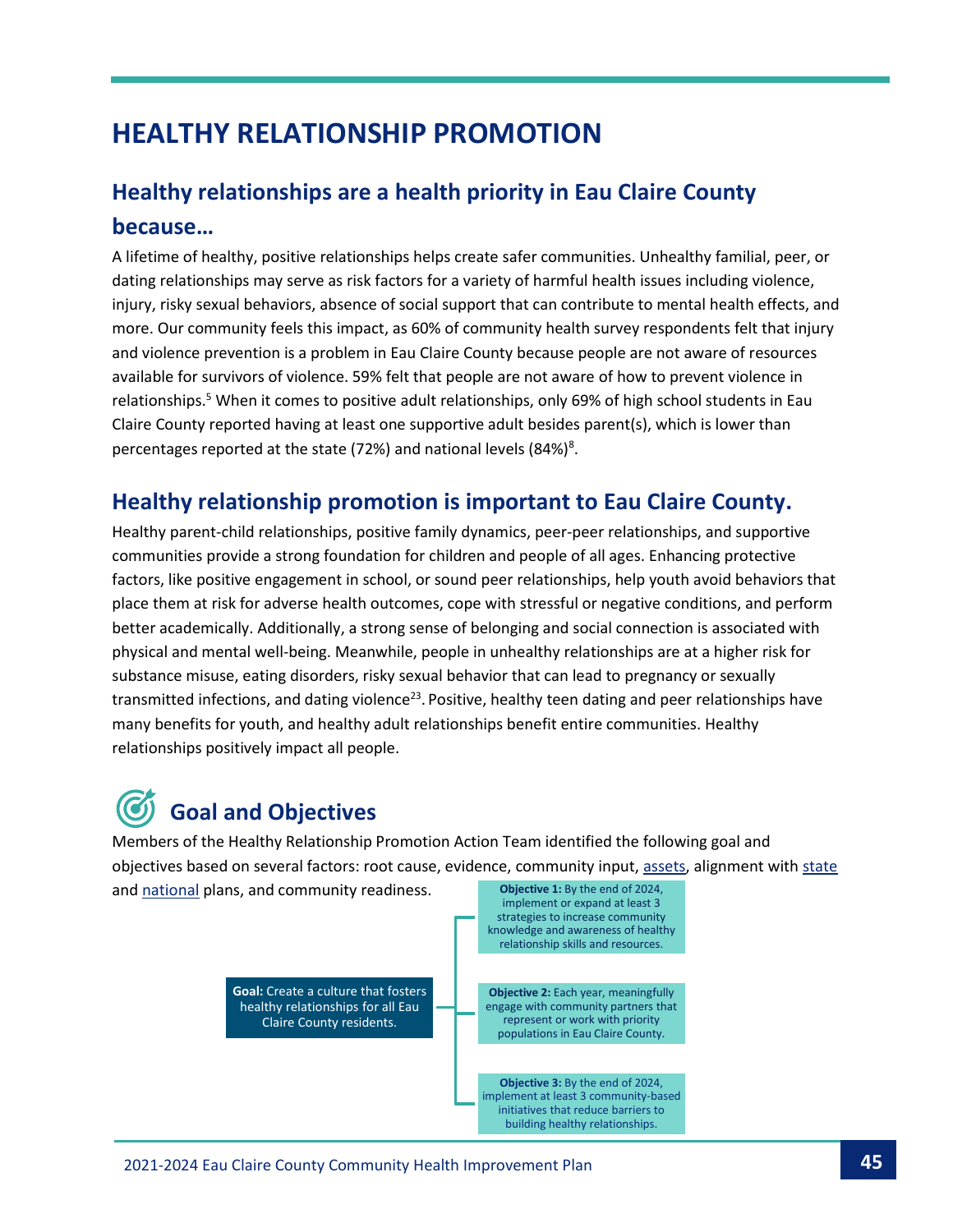# HEALTHY RELATIONSHIP PROMOTION

## Healthy relationships are a health priority in Eau Claire County because…

A lifetime of healthy, positive relationships helps create safer communities. Unhealthy familial, peer, or dating relationships may serve as risk factors for a variety of harmful health issues including violence, injury, risky sexual behaviors, absence of social support that can contribute to mental health effects, and more. Our community feels this impact, as 60% of community health survey respondents felt that injury and violence prevention is a problem in Eau Claire County because people are not aware of resources available for survivors of violence. 59% felt that people are not aware of how to prevent violence in relationships.[5] When it comes to positive adult relationships, only 69% of high school students in Eau Claire County reported having at least one supportive adult besides parent(s), which is lower than percentages reported at the state (72%) and national levels (84%)[8].

## Healthy relationship promotion is important to Eau Claire County.

Healthy parent-child relationships, positive family dynamics, peer-peer relationships, and supportive communities provide a strong foundation for children and people of all ages. Enhancing protective factors, like positive engagement in school, or sound peer relationships, help youth avoid behaviors that place them at risk for adverse health outcomes, cope with stressful or negative conditions, and perform better academically. Additionally, a strong sense of belonging and social connection is associated with physical and mental well-being. Meanwhile, people in unhealthy relationships are at a higher risk for substance misuse, eating disorders, risky sexual behavior that can lead to pregnancy or sexually transmitted infections, and dating violence[23]. Positive, healthy teen dating and peer relationships have many benefits for youth, and healthy adult relationships benefit entire communities. Healthy relationships positively impact all people.

## Goal and Objectives

Members of the Healthy Relationship Promotion Action Team identified the following goal and objectives based on several factors: root cause, evidence, community input, assets, alignment with state and national plans, and community readiness.

**Goal:** Create a culture that fosters healthy relationships for all Eau Claire County residents.

- **Objective 1:** By the end of 2024, implement or expand at least 3 strategies to increase community knowledge and awareness of healthy relationship skills and resources.
- **Objective 2:** Each year, meaningfully engage with community partners that represent or work with priority populations in Eau Claire County.
- **Objective 3:** By the end of 2024, implement at least 3 community-based initiatives that reduce barriers to building healthy relationships.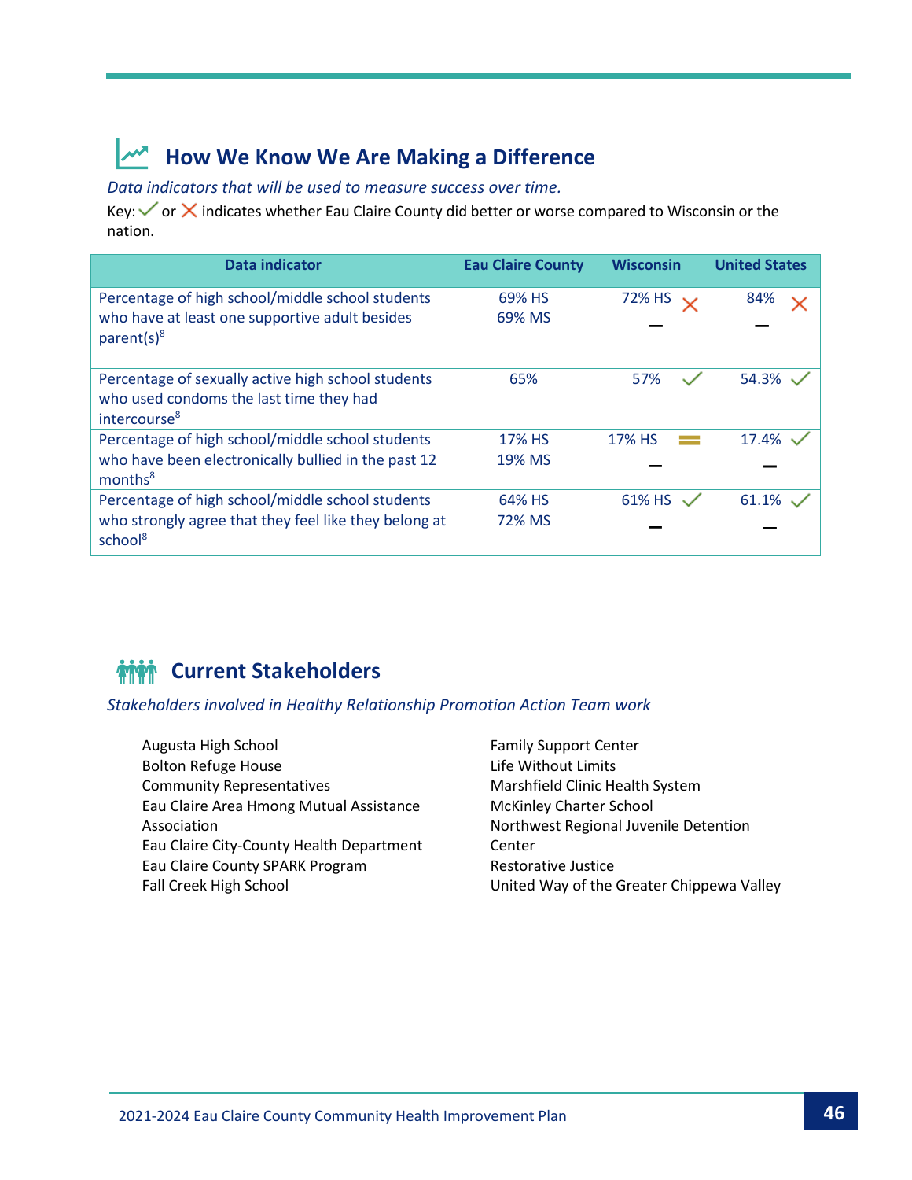## How We Know We Are Making a Difference

*Data indicators that will be used to measure success over time.*

Key: ✓ or ✗ indicates whether Eau Claire County did better or worse compared to Wisconsin or the nation.

| Data indicator | Eau Claire County | Wisconsin | United States |
|---|---|---|---|
| Percentage of high school/middle school students who have at least one supportive adult besides parent(s)[8] | 69% HS<br>69% MS | 72% HS ✗<br>– | 84% ✗<br>– |
| Percentage of sexually active high school students who used condoms the last time they had intercourse[8] | 65% | 57% ✓ | 54.3% ✓ |
| Percentage of high school/middle school students who have been electronically bullied in the past 12 months[8] | 17% HS<br>19% MS | 17% HS =<br>– | 17.4% ✓<br>– |
| Percentage of high school/middle school students who strongly agree that they feel like they belong at school[8] | 64% HS<br>72% MS | 61% HS ✓<br>– | 61.1% ✓<br>– |

## Current Stakeholders

*Stakeholders involved in Healthy Relationship Promotion Action Team work*

- Augusta High School
- Bolton Refuge House
- Community Representatives
- Eau Claire Area Hmong Mutual Assistance Association
- Eau Claire City-County Health Department
- Eau Claire County SPARK Program
- Fall Creek High School
- Family Support Center
- Life Without Limits
- Marshfield Clinic Health System
- McKinley Charter School
- Northwest Regional Juvenile Detention Center
- Restorative Justice
- United Way of the Greater Chippewa Valley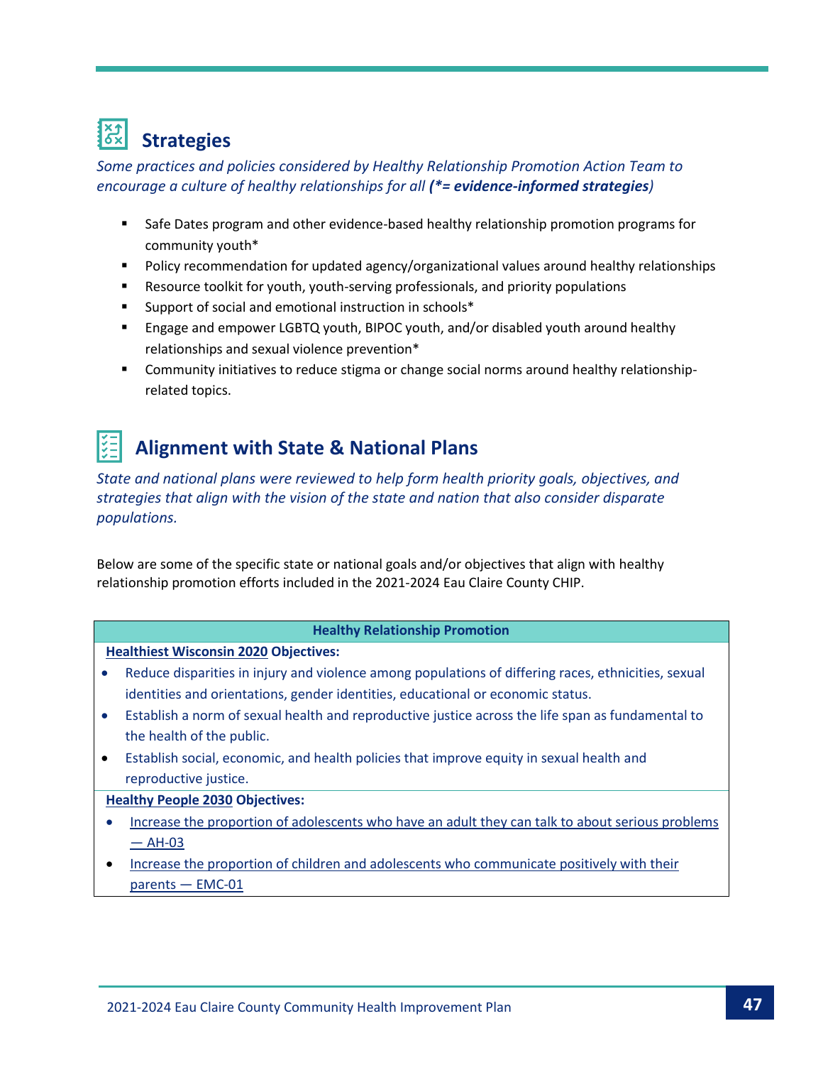## Strategies

*Some practices and policies considered by Healthy Relationship Promotion Action Team to encourage a culture of healthy relationships for all **(*= evidence-informed strategies**)*

- Safe Dates program and other evidence-based healthy relationship promotion programs for community youth*
- Policy recommendation for updated agency/organizational values around healthy relationships
- Resource toolkit for youth, youth-serving professionals, and priority populations
- Support of social and emotional instruction in schools*
- Engage and empower LGBTQ youth, BIPOC youth, and/or disabled youth around healthy relationships and sexual violence prevention*
- Community initiatives to reduce stigma or change social norms around healthy relationship-related topics.

## Alignment with State & National Plans

*State and national plans were reviewed to help form health priority goals, objectives, and strategies that align with the vision of the state and nation that also consider disparate populations.*

Below are some of the specific state or national goals and/or objectives that align with healthy relationship promotion efforts included in the 2021-2024 Eau Claire County CHIP.

| Healthy Relationship Promotion |
|---|
| **Healthiest Wisconsin 2020 Objectives:**<br>• Reduce disparities in injury and violence among populations of differing races, ethnicities, sexual identities and orientations, gender identities, educational or economic status.<br>• Establish a norm of sexual health and reproductive justice across the life span as fundamental to the health of the public.<br>• Establish social, economic, and health policies that improve equity in sexual health and reproductive justice. |
| **Healthy People 2030 Objectives:**<br>• Increase the proportion of adolescents who have an adult they can talk to about serious problems — AH-03<br>• Increase the proportion of children and adolescents who communicate positively with their parents — EMC-01 |